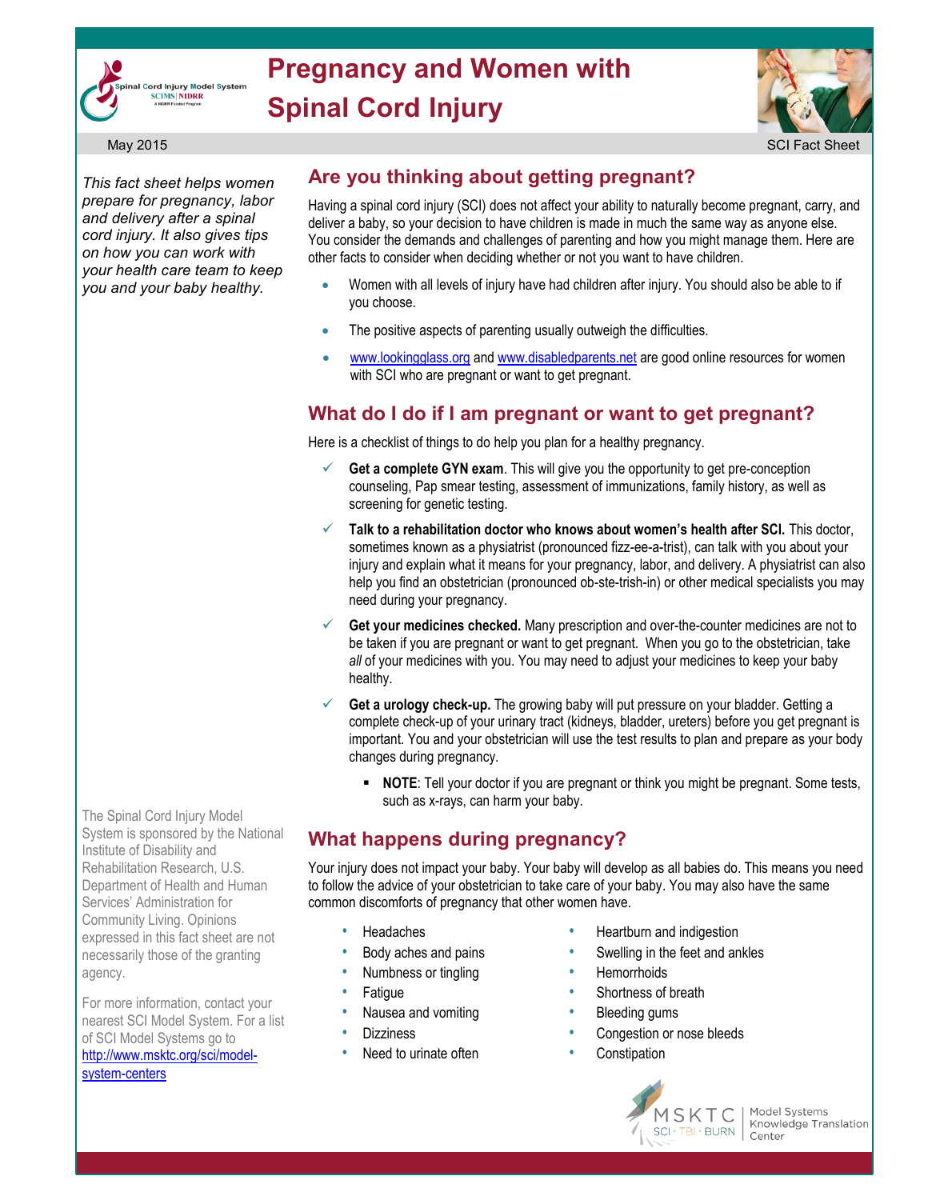# Pregnancy and Women with Spinal Cord Injury

May 2015

SCI Fact Sheet

*This fact sheet helps women prepare for pregnancy, labor and delivery after a spinal cord injury. It also gives tips on how you can work with your health care team to keep you and your baby healthy.*

## Are you thinking about getting pregnant?

Having a spinal cord injury (SCI) does not affect your ability to naturally become pregnant, carry, and deliver a baby, so your decision to have children is made in much the same way as anyone else. You consider the demands and challenges of parenting and how you might manage them. Here are other facts to consider when deciding whether or not you want to have children.

- Women with all levels of injury have had children after injury. You should also be able to if you choose.
- The positive aspects of parenting usually outweigh the difficulties.
- www.lookingglass.org and www.disabledparents.net are good online resources for women with SCI who are pregnant or want to get pregnant.

## What do I do if I am pregnant or want to get pregnant?

Here is a checklist of things to do help you plan for a healthy pregnancy.

- ✓ **Get a complete GYN exam**. This will give you the opportunity to get pre-conception counseling, Pap smear testing, assessment of immunizations, family history, as well as screening for genetic testing.
- ✓ **Talk to a rehabilitation doctor who knows about women's health after SCI.** This doctor, sometimes known as a physiatrist (pronounced fizz-ee-a-trist), can talk with you about your injury and explain what it means for your pregnancy, labor, and delivery. A physiatrist can also help you find an obstetrician (pronounced ob-ste-trish-in) or other medical specialists you may need during your pregnancy.
- ✓ **Get your medicines checked.** Many prescription and over-the-counter medicines are not to be taken if you are pregnant or want to get pregnant. When you go to the obstetrician, take *all* of your medicines with you. You may need to adjust your medicines to keep your baby healthy.
- ✓ **Get a urology check-up.** The growing baby will put pressure on your bladder. Getting a complete check-up of your urinary tract (kidneys, bladder, ureters) before you get pregnant is important. You and your obstetrician will use the test results to plan and prepare as your body changes during pregnancy.
  - **NOTE**: Tell your doctor if you are pregnant or think you might be pregnant. Some tests, such as x-rays, can harm your baby.

## What happens during pregnancy?

Your injury does not impact your baby. Your baby will develop as all babies do. This means you need to follow the advice of your obstetrician to take care of your baby. You may also have the same common discomforts of pregnancy that other women have.

- Headaches
- Body aches and pains
- Numbness or tingling
- Fatigue
- Nausea and vomiting
- Dizziness
- Need to urinate often
- Heartburn and indigestion
- Swelling in the feet and ankles
- Hemorrhoids
- Shortness of breath
- Bleeding gums
- Congestion or nose bleeds
- Constipation

The Spinal Cord Injury Model System is sponsored by the National Institute of Disability and Rehabilitation Research, U.S. Department of Health and Human Services' Administration for Community Living. Opinions expressed in this fact sheet are not necessarily those of the granting agency.

For more information, contact your nearest SCI Model System. For a list of SCI Model Systems go to http://www.msktc.org/sci/model-system-centers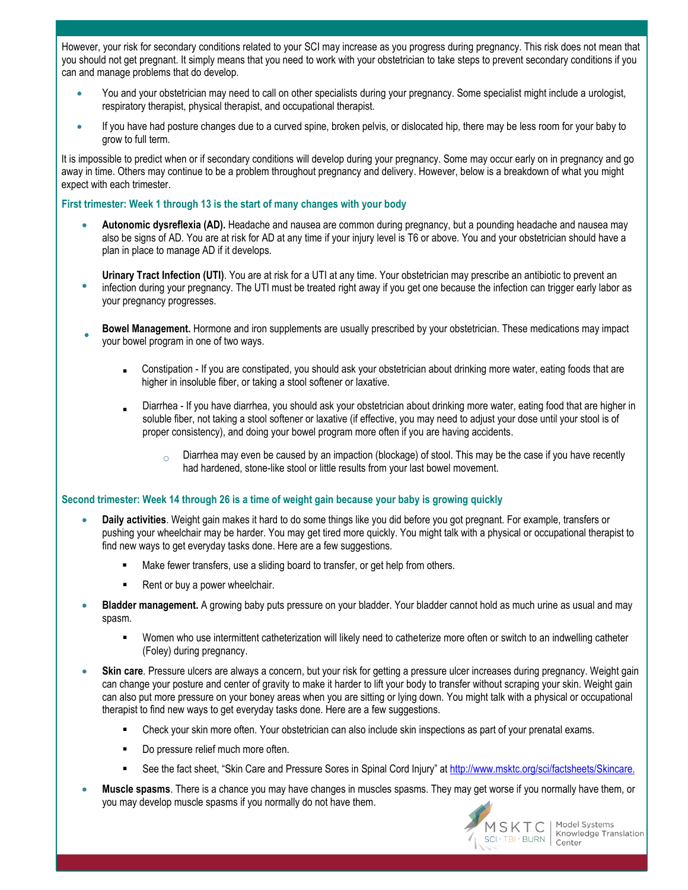However, your risk for secondary conditions related to your SCI may increase as you progress during pregnancy. This risk does not mean that you should not get pregnant. It simply means that you need to work with your obstetrician to take steps to prevent secondary conditions if you can and manage problems that do develop.

- You and your obstetrician may need to call on other specialists during your pregnancy. Some specialist might include a urologist, respiratory therapist, physical therapist, and occupational therapist.
- If you have had posture changes due to a curved spine, broken pelvis, or dislocated hip, there may be less room for your baby to grow to full term.

It is impossible to predict when or if secondary conditions will develop during your pregnancy. Some may occur early on in pregnancy and go away in time. Others may continue to be a problem throughout pregnancy and delivery. However, below is a breakdown of what you might expect with each trimester.

### First trimester: Week 1 through 13 is the start of many changes with your body

- **Autonomic dysreflexia (AD).** Headache and nausea are common during pregnancy, but a pounding headache and nausea may also be signs of AD. You are at risk for AD at any time if your injury level is T6 or above. You and your obstetrician should have a plan in place to manage AD if it develops.
- **Urinary Tract Infection (UTI)**. You are at risk for a UTI at any time. Your obstetrician may prescribe an antibiotic to prevent an infection during your pregnancy. The UTI must be treated right away if you get one because the infection can trigger early labor as your pregnancy progresses.
- **Bowel Management.** Hormone and iron supplements are usually prescribed by your obstetrician. These medications may impact your bowel program in one of two ways.
    - Constipation - If you are constipated, you should ask your obstetrician about drinking more water, eating foods that are higher in insoluble fiber, or taking a stool softener or laxative.
    - Diarrhea - If you have diarrhea, you should ask your obstetrician about drinking more water, eating food that are higher in soluble fiber, not taking a stool softener or laxative (if effective, you may need to adjust your dose until your stool is of proper consistency), and doing your bowel program more often if you are having accidents.
        - Diarrhea may even be caused by an impaction (blockage) of stool. This may be the case if you have recently had hardened, stone-like stool or little results from your last bowel movement.

### Second trimester: Week 14 through 26 is a time of weight gain because your baby is growing quickly

- **Daily activities**. Weight gain makes it hard to do some things like you did before you got pregnant. For example, transfers or pushing your wheelchair may be harder. You may get tired more quickly. You might talk with a physical or occupational therapist to find new ways to get everyday tasks done. Here are a few suggestions.
    - Make fewer transfers, use a sliding board to transfer, or get help from others.
    - Rent or buy a power wheelchair.
- **Bladder management.** A growing baby puts pressure on your bladder. Your bladder cannot hold as much urine as usual and may spasm.
    - Women who use intermittent catheterization will likely need to catheterize more often or switch to an indwelling catheter (Foley) during pregnancy.
- **Skin care**. Pressure ulcers are always a concern, but your risk for getting a pressure ulcer increases during pregnancy. Weight gain can change your posture and center of gravity to make it harder to lift your body to transfer without scraping your skin. Weight gain can also put more pressure on your boney areas when you are sitting or lying down. You might talk with a physical or occupational therapist to find new ways to get everyday tasks done. Here are a few suggestions.
    - Check your skin more often. Your obstetrician can also include skin inspections as part of your prenatal exams.
    - Do pressure relief much more often.
    - See the fact sheet, "Skin Care and Pressure Sores in Spinal Cord Injury" at http://www.msktc.org/sci/factsheets/Skincare.
- **Muscle spasms**. There is a chance you may have changes in muscles spasms. They may get worse if you normally have them, or you may develop muscle spasms if you normally do not have them.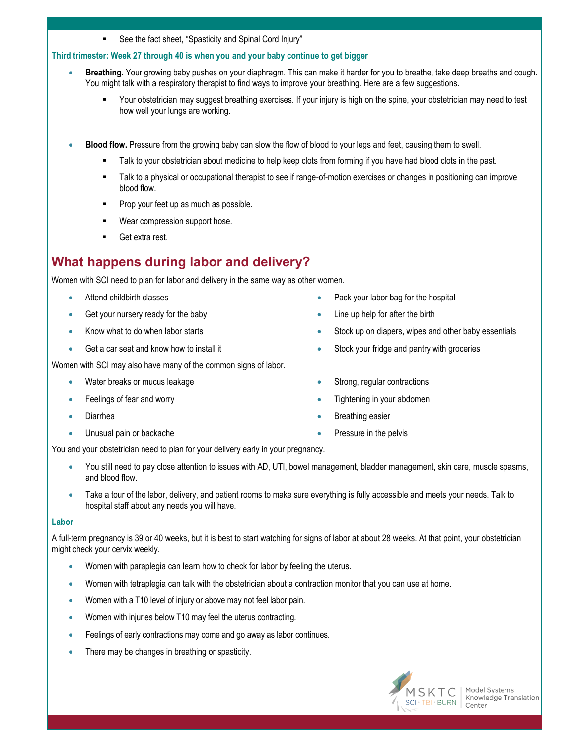- See the fact sheet, “Spasticity and Spinal Cord Injury”

### Third trimester: Week 27 through 40 is when you and your baby continue to get bigger

- **Breathing.** Your growing baby pushes on your diaphragm. This can make it harder for you to breathe, take deep breaths and cough. You might talk with a respiratory therapist to find ways to improve your breathing. Here are a few suggestions.
    - Your obstetrician may suggest breathing exercises. If your injury is high on the spine, your obstetrician may need to test how well your lungs are working.

- **Blood flow.** Pressure from the growing baby can slow the flow of blood to your legs and feet, causing them to swell.
    - Talk to your obstetrician about medicine to help keep clots from forming if you have had blood clots in the past.
    - Talk to a physical or occupational therapist to see if range-of-motion exercises or changes in positioning can improve blood flow.
    - Prop your feet up as much as possible.
    - Wear compression support hose.
    - Get extra rest.

## What happens during labor and delivery?

Women with SCI need to plan for labor and delivery in the same way as other women.

- Attend childbirth classes
- Get your nursery ready for the baby
- Know what to do when labor starts
- Get a car seat and know how to install it
- Pack your labor bag for the hospital
- Line up help for after the birth
- Stock up on diapers, wipes and other baby essentials
- Stock your fridge and pantry with groceries

Women with SCI may also have many of the common signs of labor.

- Water breaks or mucus leakage
- Feelings of fear and worry
- Diarrhea
- Unusual pain or backache
- Strong, regular contractions
- Tightening in your abdomen
- Breathing easier
- Pressure in the pelvis

You and your obstetrician need to plan for your delivery early in your pregnancy.

- You still need to pay close attention to issues with AD, UTI, bowel management, bladder management, skin care, muscle spasms, and blood flow.
- Take a tour of the labor, delivery, and patient rooms to make sure everything is fully accessible and meets your needs. Talk to hospital staff about any needs you will have.

### Labor

A full-term pregnancy is 39 or 40 weeks, but it is best to start watching for signs of labor at about 28 weeks. At that point, your obstetrician might check your cervix weekly.

- Women with paraplegia can learn how to check for labor by feeling the uterus.
- Women with tetraplegia can talk with the obstetrician about a contraction monitor that you can use at home.
- Women with a T10 level of injury or above may not feel labor pain.
- Women with injuries below T10 may feel the uterus contracting.
- Feelings of early contractions may come and go away as labor continues.
- There may be changes in breathing or spasticity.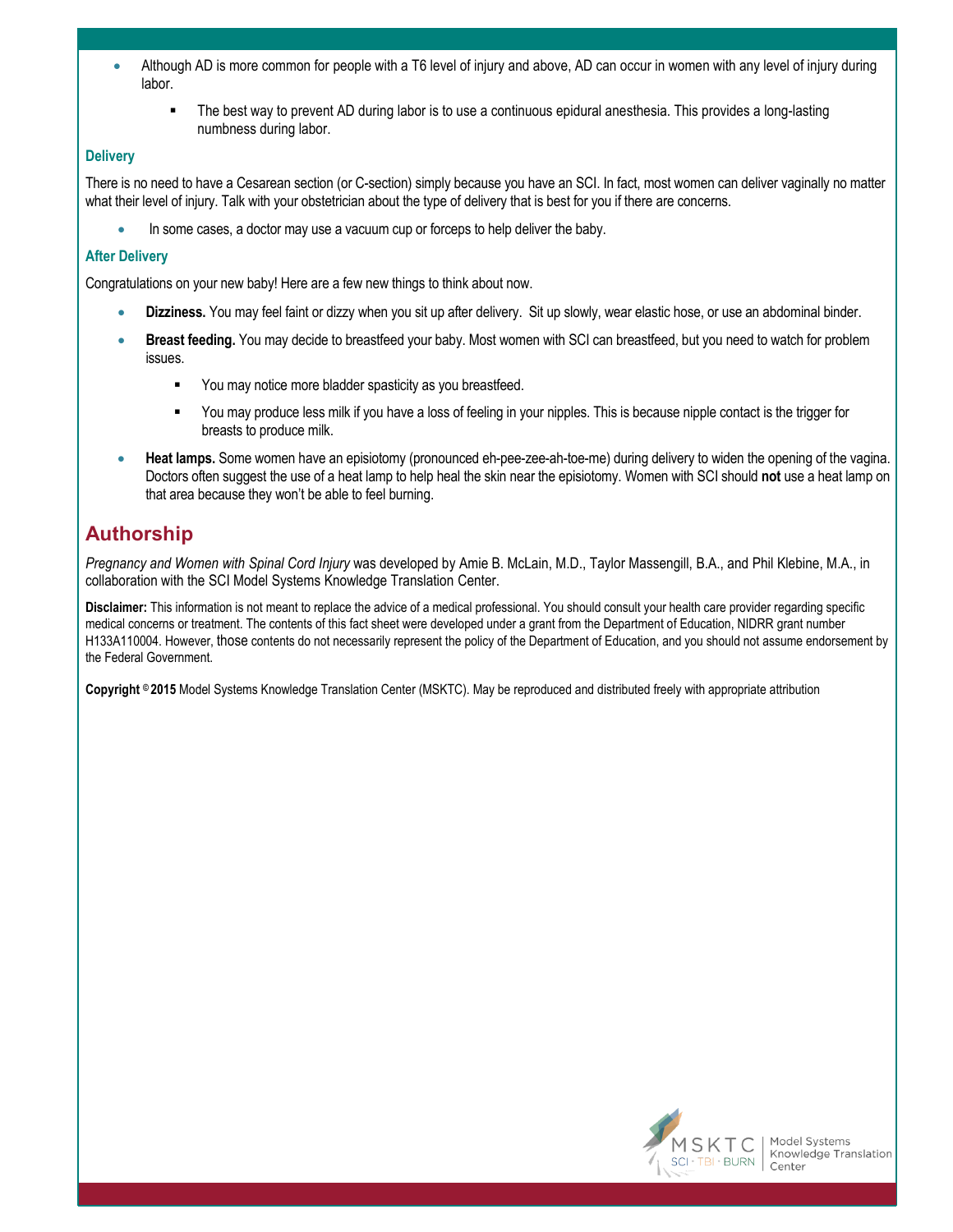- Although AD is more common for people with a T6 level of injury and above, AD can occur in women with any level of injury during labor.
    - The best way to prevent AD during labor is to use a continuous epidural anesthesia. This provides a long-lasting numbness during labor.

### Delivery

There is no need to have a Cesarean section (or C-section) simply because you have an SCI. In fact, most women can deliver vaginally no matter what their level of injury. Talk with your obstetrician about the type of delivery that is best for you if there are concerns.

- In some cases, a doctor may use a vacuum cup or forceps to help deliver the baby.

### After Delivery

Congratulations on your new baby! Here are a few new things to think about now.

- **Dizziness.** You may feel faint or dizzy when you sit up after delivery. Sit up slowly, wear elastic hose, or use an abdominal binder.
- **Breast feeding.** You may decide to breastfeed your baby. Most women with SCI can breastfeed, but you need to watch for problem issues.
    - You may notice more bladder spasticity as you breastfeed.
    - You may produce less milk if you have a loss of feeling in your nipples. This is because nipple contact is the trigger for breasts to produce milk.
- **Heat lamps.** Some women have an episiotomy (pronounced eh-pee-zee-ah-toe-me) during delivery to widen the opening of the vagina. Doctors often suggest the use of a heat lamp to help heal the skin near the episiotomy. Women with SCI should **not** use a heat lamp on that area because they won't be able to feel burning.

## Authorship

*Pregnancy and Women with Spinal Cord Injury* was developed by Amie B. McLain, M.D., Taylor Massengill, B.A., and Phil Klebine, M.A., in collaboration with the SCI Model Systems Knowledge Translation Center.

**Disclaimer:** This information is not meant to replace the advice of a medical professional. You should consult your health care provider regarding specific medical concerns or treatment. The contents of this fact sheet were developed under a grant from the Department of Education, NIDRR grant number H133A110004. However, those contents do not necessarily represent the policy of the Department of Education, and you should not assume endorsement by the Federal Government.

**Copyright © 2015** Model Systems Knowledge Translation Center (MSKTC). May be reproduced and distributed freely with appropriate attribution